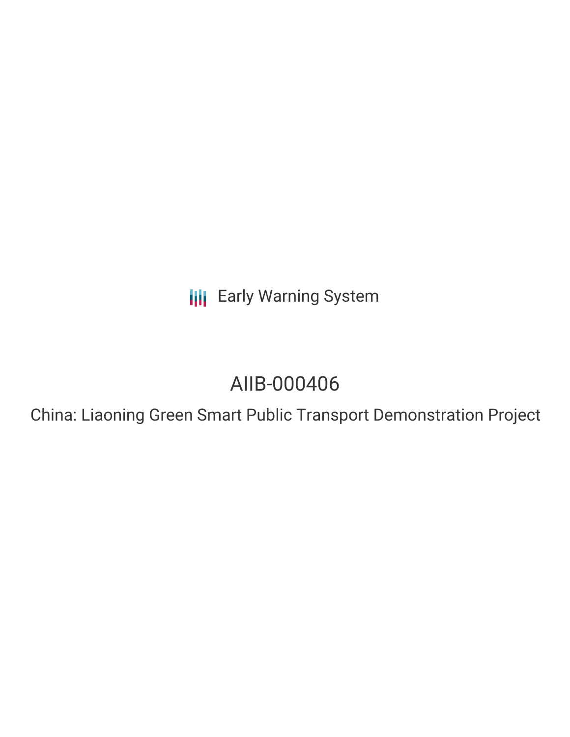Early Warning System

# AIIB-000406

## China: Liaoning Green Smart Public Transport Demonstration Project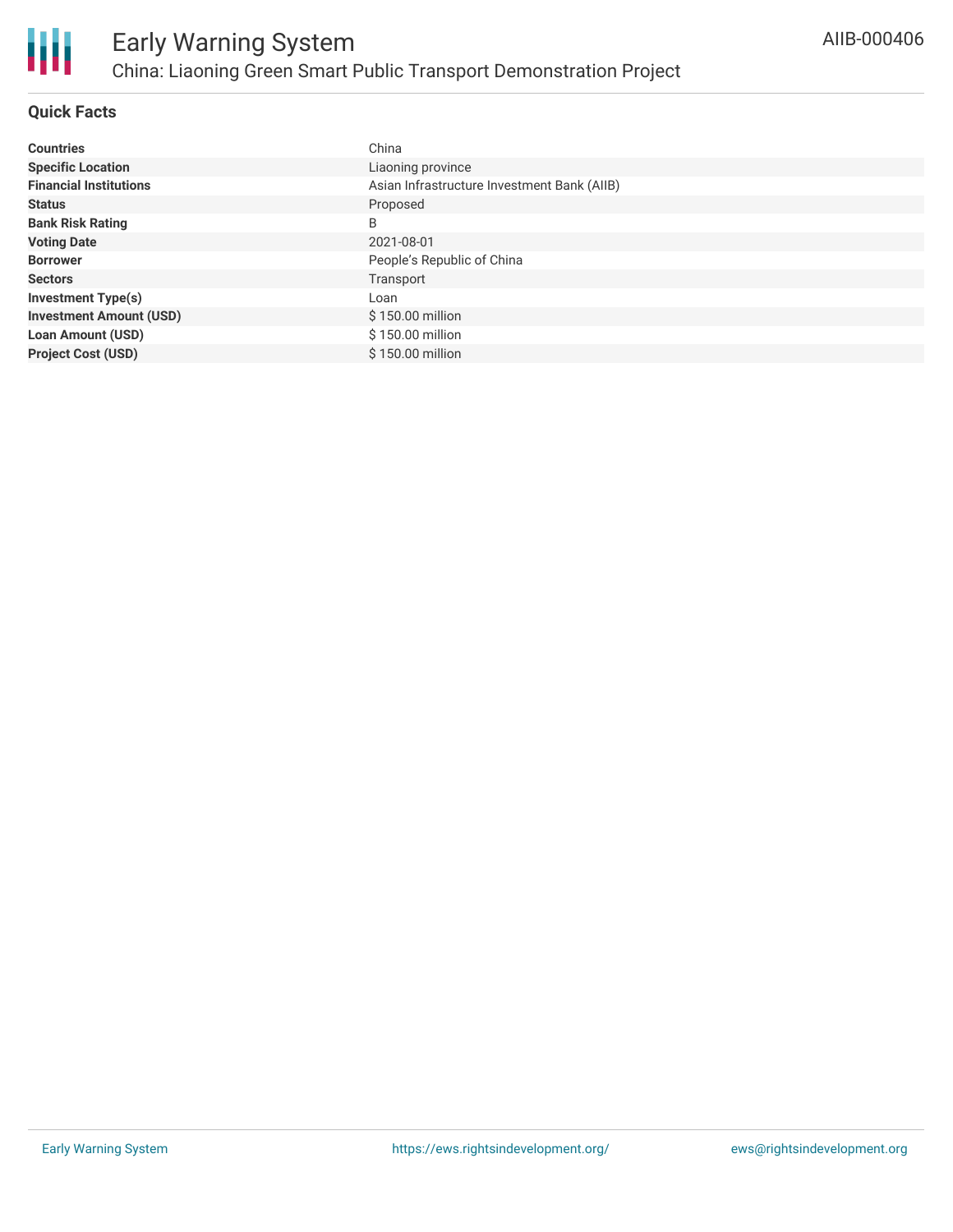## Quick Facts

| | |
|---|---|
| **Countries** | China |
| **Specific Location** | Liaoning province |
| **Financial Institutions** | Asian Infrastructure Investment Bank (AIIB) |
| **Status** | Proposed |
| **Bank Risk Rating** | B |
| **Voting Date** | 2021-08-01 |
| **Borrower** | People's Republic of China |
| **Sectors** | Transport |
| **Investment Type(s)** | Loan |
| **Investment Amount (USD)** | $ 150.00 million |
| **Loan Amount (USD)** | $ 150.00 million |
| **Project Cost (USD)** | $ 150.00 million |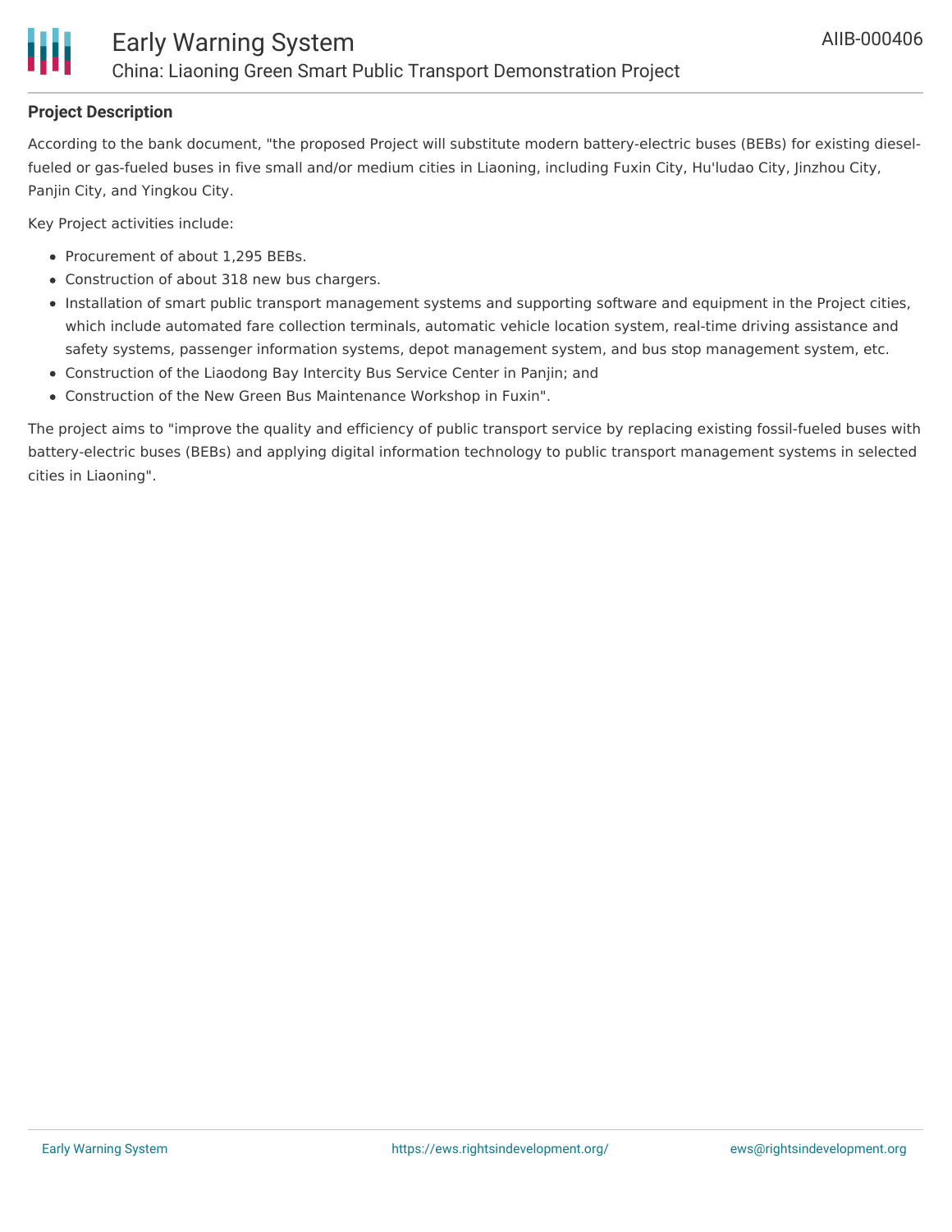### Project Description

According to the bank document, "the proposed Project will substitute modern battery-electric buses (BEBs) for existing diesel-fueled or gas-fueled buses in five small and/or medium cities in Liaoning, including Fuxin City, Hu'ludao City, Jinzhou City, Panjin City, and Yingkou City.

Key Project activities include:

- Procurement of about 1,295 BEBs.
- Construction of about 318 new bus chargers.
- Installation of smart public transport management systems and supporting software and equipment in the Project cities, which include automated fare collection terminals, automatic vehicle location system, real-time driving assistance and safety systems, passenger information systems, depot management system, and bus stop management system, etc.
- Construction of the Liaodong Bay Intercity Bus Service Center in Panjin; and
- Construction of the New Green Bus Maintenance Workshop in Fuxin".

The project aims to "improve the quality and efficiency of public transport service by replacing existing fossil-fueled buses with battery-electric buses (BEBs) and applying digital information technology to public transport management systems in selected cities in Liaoning".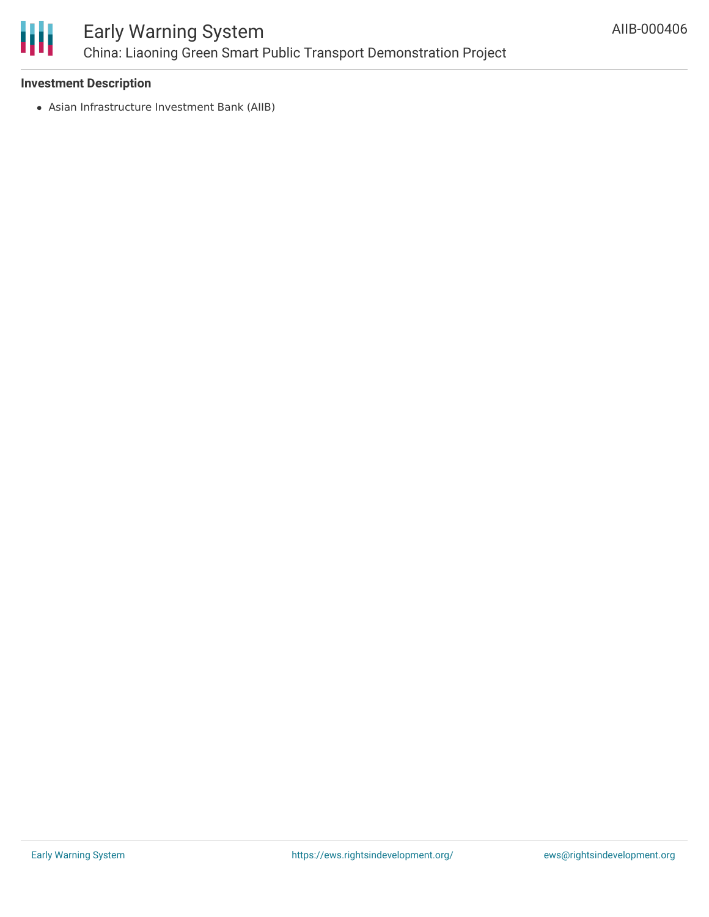### Investment Description

- Asian Infrastructure Investment Bank (AIIB)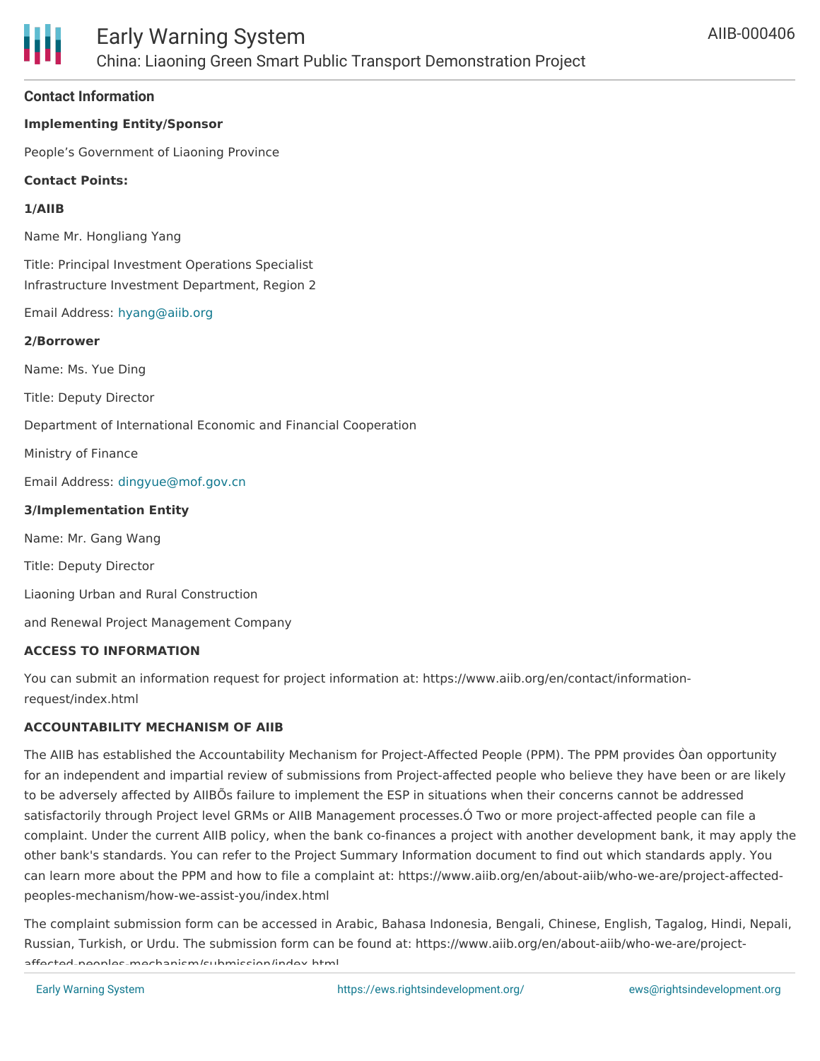## Contact Information

**Implementing Entity/Sponsor**

People's Government of Liaoning Province

**Contact Points:**

**1/AIIB**

Name Mr. Hongliang Yang

Title: Principal Investment Operations Specialist
Infrastructure Investment Department, Region 2

Email Address: hyang@aiib.org

**2/Borrower**

Name: Ms. Yue Ding

Title: Deputy Director

Department of International Economic and Financial Cooperation

Ministry of Finance

Email Address: dingyue@mof.gov.cn

**3/Implementation Entity**

Name: Mr. Gang Wang

Title: Deputy Director

Liaoning Urban and Rural Construction

and Renewal Project Management Company

**ACCESS TO INFORMATION**

You can submit an information request for project information at: https://www.aiib.org/en/contact/information-request/index.html

**ACCOUNTABILITY MECHANISM OF AIIB**

The AIIB has established the Accountability Mechanism for Project-Affected People (PPM). The PPM provides Òan opportunity for an independent and impartial review of submissions from Project-affected people who believe they have been or are likely to be adversely affected by AIIBÕs failure to implement the ESP in situations when their concerns cannot be addressed satisfactorily through Project level GRMs or AIIB Management processes.Ó Two or more project-affected people can file a complaint. Under the current AIIB policy, when the bank co-finances a project with another development bank, it may apply the other bank's standards. You can refer to the Project Summary Information document to find out which standards apply. You can learn more about the PPM and how to file a complaint at: https://www.aiib.org/en/about-aiib/who-we-are/project-affected-peoples-mechanism/how-we-assist-you/index.html

The complaint submission form can be accessed in Arabic, Bahasa Indonesia, Bengali, Chinese, English, Tagalog, Hindi, Nepali, Russian, Turkish, or Urdu. The submission form can be found at: https://www.aiib.org/en/about-aiib/who-we-are/project-affected-peoples-mechanism/submission/index.html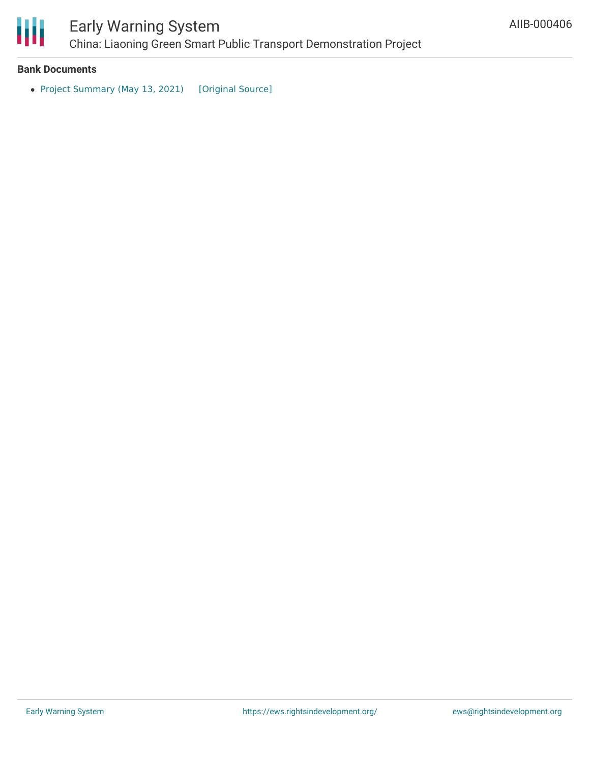**Bank Documents**

- Project Summary (May 13, 2021) [Original Source]